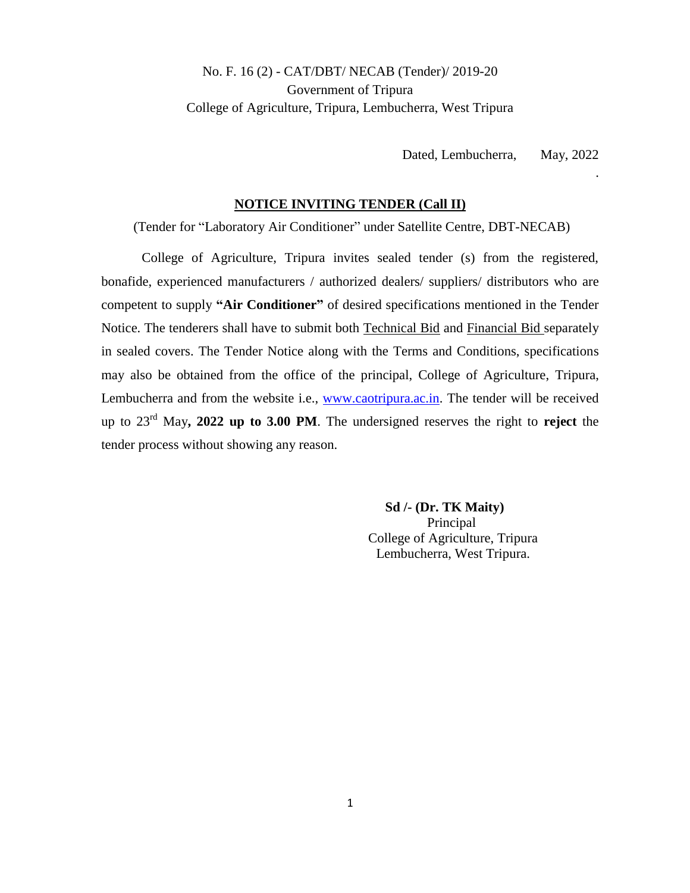No. F. 16 (2) - CAT/DBT/ NECAB (Tender)/ 2019-20
Government of Tripura
College of Agriculture, Tripura, Lembucherra, West Tripura

Dated, Lembucherra, May, 2022

.

## NOTICE INVITING TENDER (Call II)

(Tender for "Laboratory Air Conditioner" under Satellite Centre, DBT-NECAB)

College of Agriculture, Tripura invites sealed tender (s) from the registered, bonafide, experienced manufacturers / authorized dealers/ suppliers/ distributors who are competent to supply **"Air Conditioner"** of desired specifications mentioned in the Tender Notice. The tenderers shall have to submit both Technical Bid and Financial Bid separately in sealed covers. The Tender Notice along with the Terms and Conditions, specifications may also be obtained from the office of the principal, College of Agriculture, Tripura, Lembucherra and from the website i.e., www.caotripura.ac.in. The tender will be received up to 23rd May**, 2022 up to 3.00 PM**. The undersigned reserves the right to **reject** the tender process without showing any reason.

**Sd /- (Dr. TK Maity)**
Principal
College of Agriculture, Tripura
Lembucherra, West Tripura.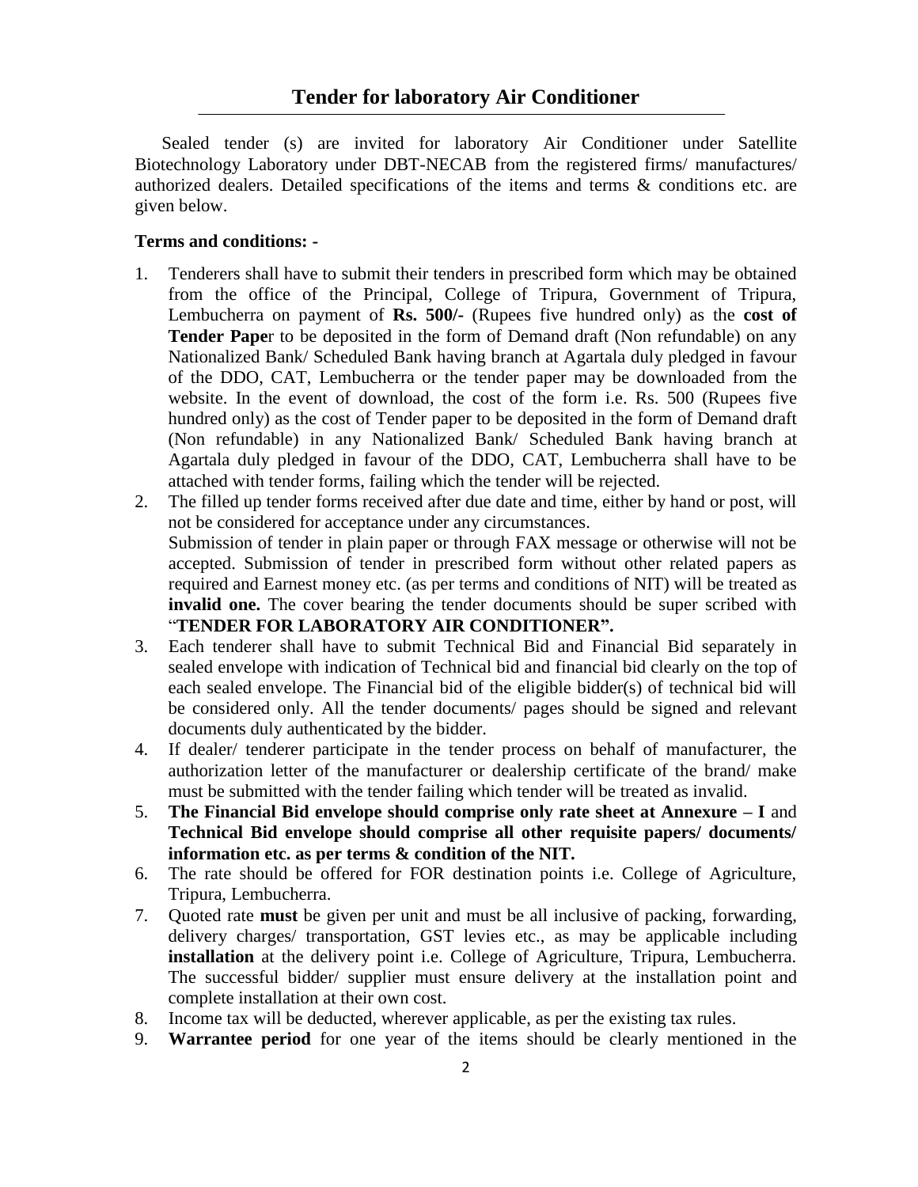## Tender for laboratory Air Conditioner

Sealed tender (s) are invited for laboratory Air Conditioner under Satellite Biotechnology Laboratory under DBT-NECAB from the registered firms/ manufactures/ authorized dealers. Detailed specifications of the items and terms & conditions etc. are given below.

**Terms and conditions: -**

1. Tenderers shall have to submit their tenders in prescribed form which may be obtained from the office of the Principal, College of Tripura, Government of Tripura, Lembucherra on payment of **Rs. 500/-** (Rupees five hundred only) as the **cost of Tender Pape**r to be deposited in the form of Demand draft (Non refundable) on any Nationalized Bank/ Scheduled Bank having branch at Agartala duly pledged in favour of the DDO, CAT, Lembucherra or the tender paper may be downloaded from the website. In the event of download, the cost of the form i.e. Rs. 500 (Rupees five hundred only) as the cost of Tender paper to be deposited in the form of Demand draft (Non refundable) in any Nationalized Bank/ Scheduled Bank having branch at Agartala duly pledged in favour of the DDO, CAT, Lembucherra shall have to be attached with tender forms, failing which the tender will be rejected.
2. The filled up tender forms received after due date and time, either by hand or post, will not be considered for acceptance under any circumstances.
   Submission of tender in plain paper or through FAX message or otherwise will not be accepted. Submission of tender in prescribed form without other related papers as required and Earnest money etc. (as per terms and conditions of NIT) will be treated as **invalid one.** The cover bearing the tender documents should be super scribed with "**TENDER FOR LABORATORY AIR CONDITIONER".**
3. Each tenderer shall have to submit Technical Bid and Financial Bid separately in sealed envelope with indication of Technical bid and financial bid clearly on the top of each sealed envelope. The Financial bid of the eligible bidder(s) of technical bid will be considered only. All the tender documents/ pages should be signed and relevant documents duly authenticated by the bidder.
4. If dealer/ tenderer participate in the tender process on behalf of manufacturer, the authorization letter of the manufacturer or dealership certificate of the brand/ make must be submitted with the tender failing which tender will be treated as invalid.
5. **The Financial Bid envelope should comprise only rate sheet at Annexure – I** and **Technical Bid envelope should comprise all other requisite papers/ documents/ information etc. as per terms & condition of the NIT.**
6. The rate should be offered for FOR destination points i.e. College of Agriculture, Tripura, Lembucherra.
7. Quoted rate **must** be given per unit and must be all inclusive of packing, forwarding, delivery charges/ transportation, GST levies etc., as may be applicable including **installation** at the delivery point i.e. College of Agriculture, Tripura, Lembucherra. The successful bidder/ supplier must ensure delivery at the installation point and complete installation at their own cost.
8. Income tax will be deducted, wherever applicable, as per the existing tax rules.
9. **Warrantee period** for one year of the items should be clearly mentioned in the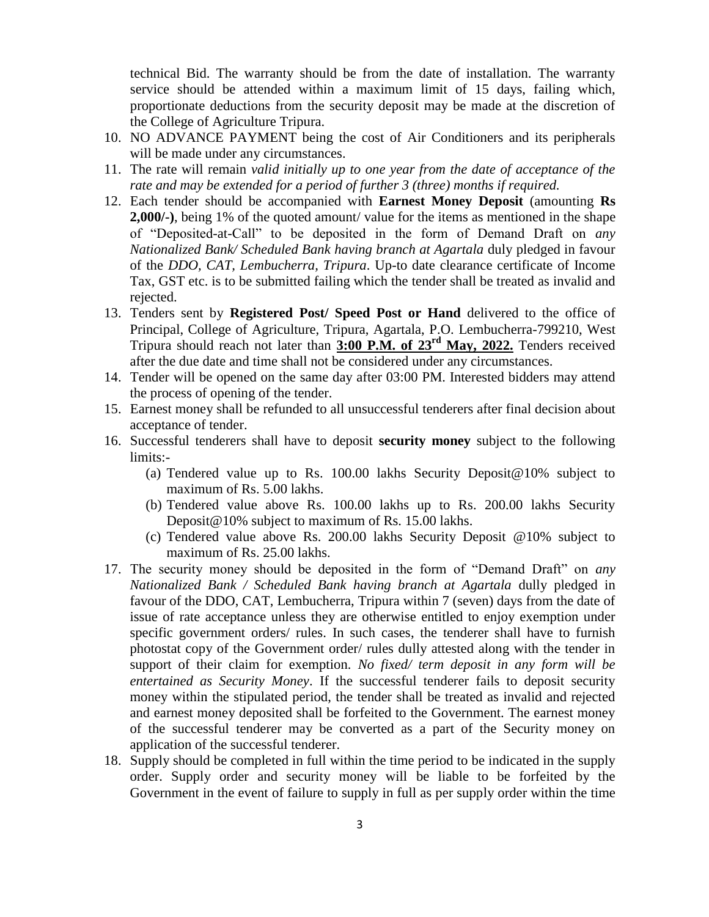technical Bid. The warranty should be from the date of installation. The warranty service should be attended within a maximum limit of 15 days, failing which, proportionate deductions from the security deposit may be made at the discretion of the College of Agriculture Tripura.

10. NO ADVANCE PAYMENT being the cost of Air Conditioners and its peripherals will be made under any circumstances.
11. The rate will remain *valid initially up to one year from the date of acceptance of the rate and may be extended for a period of further 3 (three) months if required.*
12. Each tender should be accompanied with **Earnest Money Deposit** (amounting **Rs 2,000/-)**, being 1% of the quoted amount/ value for the items as mentioned in the shape of "Deposited-at-Call" to be deposited in the form of Demand Draft on *any Nationalized Bank/ Scheduled Bank having branch at Agartala* duly pledged in favour of the *DDO, CAT, Lembucherra, Tripura*. Up-to date clearance certificate of Income Tax, GST etc. is to be submitted failing which the tender shall be treated as invalid and rejected.
13. Tenders sent by **Registered Post/ Speed Post or Hand** delivered to the office of Principal, College of Agriculture, Tripura, Agartala, P.O. Lembucherra-799210, West Tripura should reach not later than **<u>3:00 P.M. of 23rd May, 2022.</u>** Tenders received after the due date and time shall not be considered under any circumstances.
14. Tender will be opened on the same day after 03:00 PM. Interested bidders may attend the process of opening of the tender.
15. Earnest money shall be refunded to all unsuccessful tenderers after final decision about acceptance of tender.
16. Successful tenderers shall have to deposit **security money** subject to the following limits:-
    (a) Tendered value up to Rs. 100.00 lakhs Security Deposit@10% subject to maximum of Rs. 5.00 lakhs.
    (b) Tendered value above Rs. 100.00 lakhs up to Rs. 200.00 lakhs Security Deposit@10% subject to maximum of Rs. 15.00 lakhs.
    (c) Tendered value above Rs. 200.00 lakhs Security Deposit @10% subject to maximum of Rs. 25.00 lakhs.
17. The security money should be deposited in the form of "Demand Draft" on *any Nationalized Bank / Scheduled Bank having branch at Agartala* dully pledged in favour of the DDO, CAT, Lembucherra, Tripura within 7 (seven) days from the date of issue of rate acceptance unless they are otherwise entitled to enjoy exemption under specific government orders/ rules. In such cases, the tenderer shall have to furnish photostat copy of the Government order/ rules dully attested along with the tender in support of their claim for exemption. *No fixed/ term deposit in any form will be entertained as Security Money*. If the successful tenderer fails to deposit security money within the stipulated period, the tender shall be treated as invalid and rejected and earnest money deposited shall be forfeited to the Government. The earnest money of the successful tenderer may be converted as a part of the Security money on application of the successful tenderer.
18. Supply should be completed in full within the time period to be indicated in the supply order. Supply order and security money will be liable to be forfeited by the Government in the event of failure to supply in full as per supply order within the time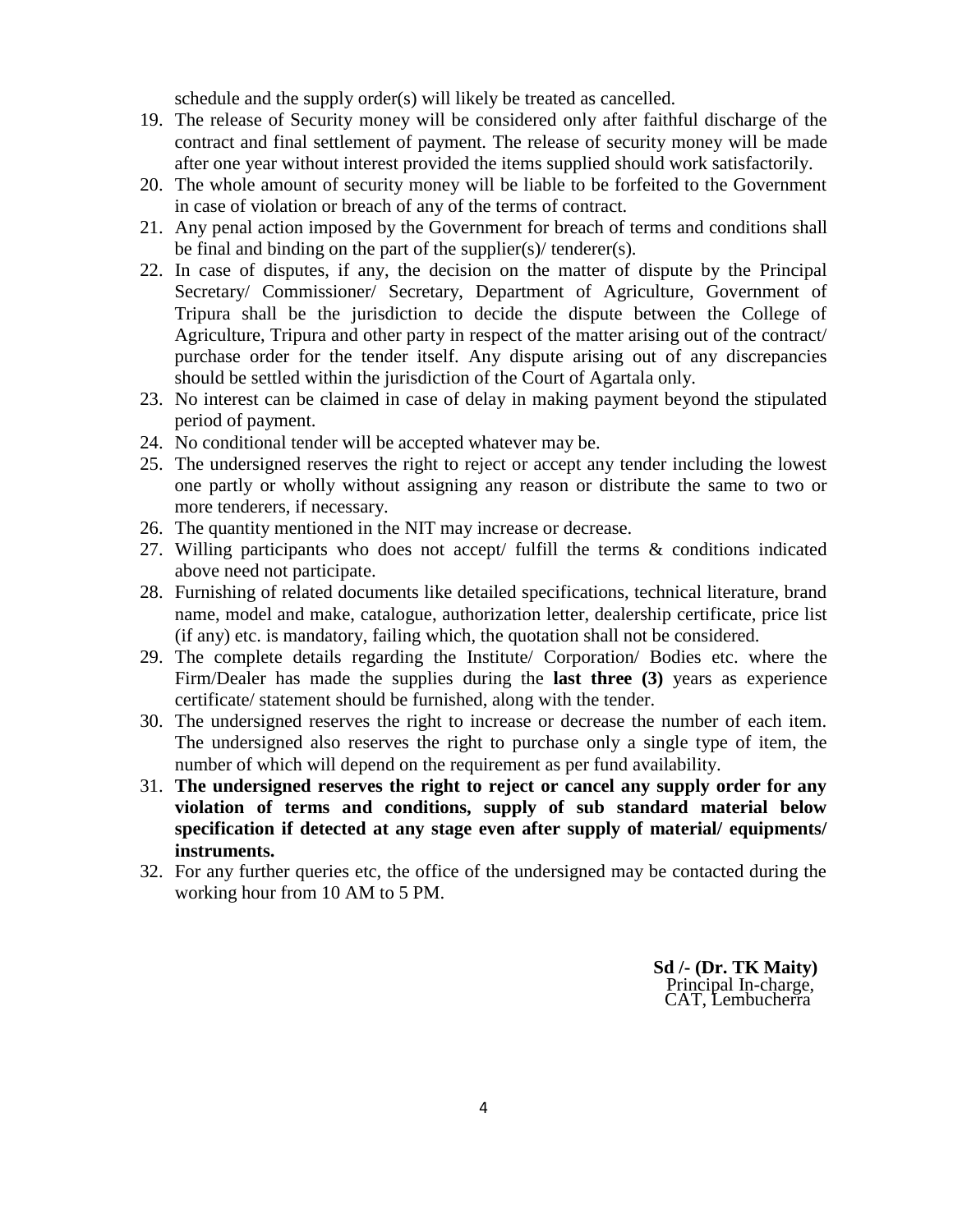schedule and the supply order(s) will likely be treated as cancelled.

19. The release of Security money will be considered only after faithful discharge of the contract and final settlement of payment. The release of security money will be made after one year without interest provided the items supplied should work satisfactorily.
20. The whole amount of security money will be liable to be forfeited to the Government in case of violation or breach of any of the terms of contract.
21. Any penal action imposed by the Government for breach of terms and conditions shall be final and binding on the part of the supplier(s)/ tenderer(s).
22. In case of disputes, if any, the decision on the matter of dispute by the Principal Secretary/ Commissioner/ Secretary, Department of Agriculture, Government of Tripura shall be the jurisdiction to decide the dispute between the College of Agriculture, Tripura and other party in respect of the matter arising out of the contract/ purchase order for the tender itself. Any dispute arising out of any discrepancies should be settled within the jurisdiction of the Court of Agartala only.
23. No interest can be claimed in case of delay in making payment beyond the stipulated period of payment.
24. No conditional tender will be accepted whatever may be.
25. The undersigned reserves the right to reject or accept any tender including the lowest one partly or wholly without assigning any reason or distribute the same to two or more tenderers, if necessary.
26. The quantity mentioned in the NIT may increase or decrease.
27. Willing participants who does not accept/ fulfill the terms & conditions indicated above need not participate.
28. Furnishing of related documents like detailed specifications, technical literature, brand name, model and make, catalogue, authorization letter, dealership certificate, price list (if any) etc. is mandatory, failing which, the quotation shall not be considered.
29. The complete details regarding the Institute/ Corporation/ Bodies etc. where the Firm/Dealer has made the supplies during the **last three (3)** years as experience certificate/ statement should be furnished, along with the tender.
30. The undersigned reserves the right to increase or decrease the number of each item. The undersigned also reserves the right to purchase only a single type of item, the number of which will depend on the requirement as per fund availability.
31. **The undersigned reserves the right to reject or cancel any supply order for any violation of terms and conditions, supply of sub standard material below specification if detected at any stage even after supply of material/ equipments/ instruments.**
32. For any further queries etc, the office of the undersigned may be contacted during the working hour from 10 AM to 5 PM.

**Sd /- (Dr. TK Maity)**
Principal In-charge,
CAT, Lembucherra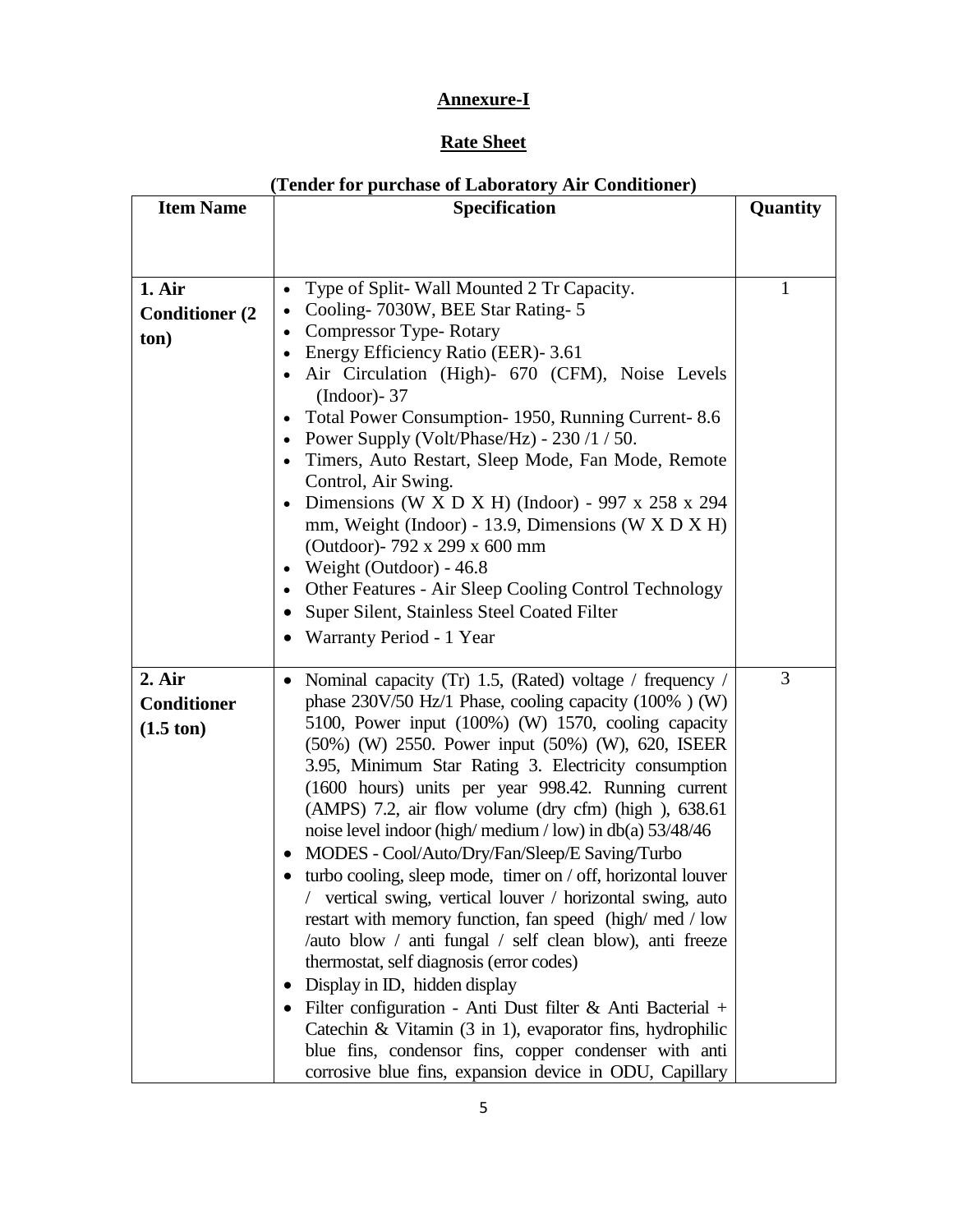## Annexure-I

## Rate Sheet

### (Tender for purchase of Laboratory Air Conditioner)

| Item Name | Specification | Quantity |
|---|---|---|
| **1. Air Conditioner (2 ton)** | • Type of Split- Wall Mounted 2 Tr Capacity.<br>• Cooling- 7030W, BEE Star Rating- 5<br>• Compressor Type- Rotary<br>• Energy Efficiency Ratio (EER)- 3.61<br>• Air Circulation (High)- 670 (CFM), Noise Levels (Indoor)- 37<br>• Total Power Consumption- 1950, Running Current- 8.6<br>• Power Supply (Volt/Phase/Hz) - 230 /1 / 50.<br>• Timers, Auto Restart, Sleep Mode, Fan Mode, Remote Control, Air Swing.<br>• Dimensions (W X D X H) (Indoor) - 997 x 258 x 294 mm, Weight (Indoor) - 13.9, Dimensions (W X D X H) (Outdoor)- 792 x 299 x 600 mm<br>• Weight (Outdoor) - 46.8<br>• Other Features - Air Sleep Cooling Control Technology<br>• Super Silent, Stainless Steel Coated Filter<br>• Warranty Period - 1 Year | 1 |
| **2. Air Conditioner (1.5 ton)** | • Nominal capacity (Tr) 1.5, (Rated) voltage / frequency / phase 230V/50 Hz/1 Phase, cooling capacity (100% ) (W) 5100, Power input (100%) (W) 1570, cooling capacity (50%) (W) 2550. Power input (50%) (W), 620, ISEER 3.95, Minimum Star Rating 3. Electricity consumption (1600 hours) units per year 998.42. Running current (AMPS) 7.2, air flow volume (dry cfm) (high ), 638.61 noise level indoor (high/ medium / low) in db(a) 53/48/46<br>• MODES - Cool/Auto/Dry/Fan/Sleep/E Saving/Turbo<br>• turbo cooling, sleep mode, timer on / off, horizontal louver / vertical swing, vertical louver / horizontal swing, auto restart with memory function, fan speed (high/ med / low /auto blow / anti fungal / self clean blow), anti freeze thermostat, self diagnosis (error codes)<br>• Display in ID, hidden display<br>• Filter configuration - Anti Dust filter & Anti Bacterial + Catechin & Vitamin (3 in 1), evaporator fins, hydrophilic blue fins, condensor fins, copper condenser with anti corrosive blue fins, expansion device in ODU, Capillary | 3 |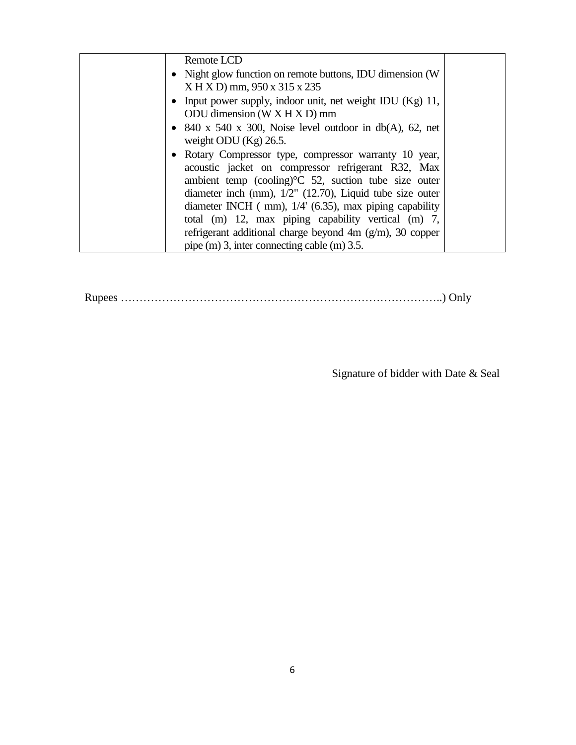| | Remote LCD<br>• Night glow function on remote buttons, IDU dimension (W X H X D) mm, 950 x 315 x 235<br>• Input power supply, indoor unit, net weight IDU (Kg) 11, ODU dimension (W X H X D) mm<br>• 840 x 540 x 300, Noise level outdoor in db(A), 62, net weight ODU (Kg) 26.5.<br>• Rotary Compressor type, compressor warranty 10 year, acoustic jacket on compressor refrigerant R32, Max ambient temp (cooling)°C 52, suction tube size outer diameter inch (mm), 1/2" (12.70), Liquid tube size outer diameter INCH ( mm), 1/4' (6.35), max piping capability total (m) 12, max piping capability vertical (m) 7, refrigerant additional charge beyond 4m (g/m), 30 copper pipe (m) 3, inter connecting cable (m) 3.5. | |
|---|---|---|

Rupees …………………………………………………………………………..) Only

Signature of bidder with Date & Seal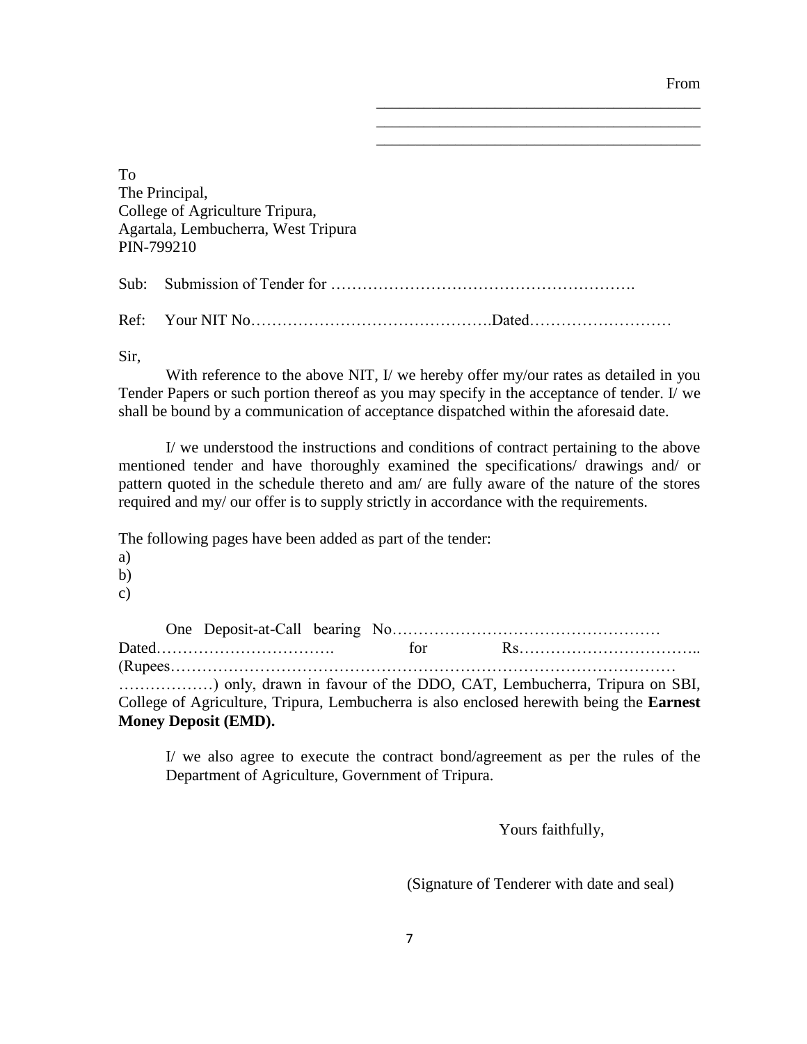From

\_\_\_\_\_\_\_\_\_\_\_\_\_\_\_\_\_\_\_\_\_\_\_\_\_\_\_\_\_\_\_\_\_\_\_\_\_\_\_\_

\_\_\_\_\_\_\_\_\_\_\_\_\_\_\_\_\_\_\_\_\_\_\_\_\_\_\_\_\_\_\_\_\_\_\_\_\_\_\_\_

\_\_\_\_\_\_\_\_\_\_\_\_\_\_\_\_\_\_\_\_\_\_\_\_\_\_\_\_\_\_\_\_\_\_\_\_\_\_\_\_

To  
The Principal,  
College of Agriculture Tripura,  
Agartala, Lembucherra, West Tripura  
PIN-799210

Sub: Submission of Tender for ………………………………………………….

Ref: Your NIT No……………………………………….Dated………………………

Sir,

With reference to the above NIT, I/ we hereby offer my/our rates as detailed in you Tender Papers or such portion thereof as you may specify in the acceptance of tender. I/ we shall be bound by a communication of acceptance dispatched within the aforesaid date.

I/ we understood the instructions and conditions of contract pertaining to the above mentioned tender and have thoroughly examined the specifications/ drawings and/ or pattern quoted in the schedule thereto and am/ are fully aware of the nature of the stores required and my/ our offer is to supply strictly in accordance with the requirements.

The following pages have been added as part of the tender:

a)  
b)  
c)

One Deposit-at-Call bearing No…………………………………………… Dated……………………………. for Rs…………………………….. (Rupees……………………………………………………………………………… ………………) only, drawn in favour of the DDO, CAT, Lembucherra, Tripura on SBI, College of Agriculture, Tripura, Lembucherra is also enclosed herewith being the **Earnest Money Deposit (EMD).**

I/ we also agree to execute the contract bond/agreement as per the rules of the Department of Agriculture, Government of Tripura.

Yours faithfully,

(Signature of Tenderer with date and seal)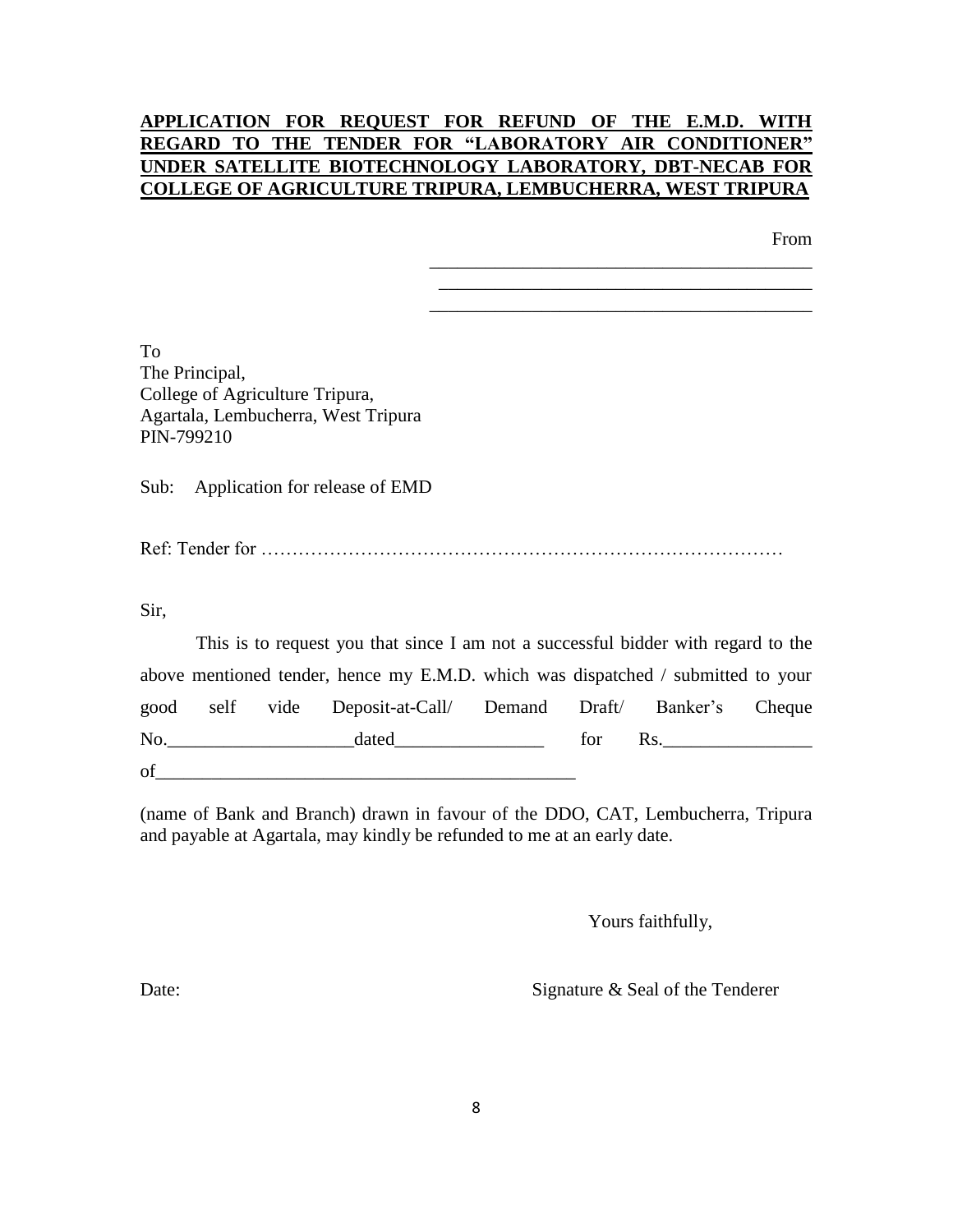**APPLICATION FOR REQUEST FOR REFUND OF THE E.M.D. WITH REGARD TO THE TENDER FOR "LABORATORY AIR CONDITIONER" UNDER SATELLITE BIOTECHNOLOGY LABORATORY, DBT-NECAB FOR COLLEGE OF AGRICULTURE TRIPURA, LEMBUCHERRA, WEST TRIPURA**

From

\_\_\_\_\_\_\_\_\_\_\_\_\_\_\_\_\_\_\_\_\_\_\_\_\_\_\_\_\_\_\_\_\_\_\_\_\_\_\_\_

\_\_\_\_\_\_\_\_\_\_\_\_\_\_\_\_\_\_\_\_\_\_\_\_\_\_\_\_\_\_\_\_\_\_\_\_\_\_\_\_

\_\_\_\_\_\_\_\_\_\_\_\_\_\_\_\_\_\_\_\_\_\_\_\_\_\_\_\_\_\_\_\_\_\_\_\_\_\_\_\_

To
The Principal,
College of Agriculture Tripura,
Agartala, Lembucherra, West Tripura
PIN-799210

Sub: Application for release of EMD

Ref: Tender for ……………………………………………………………………………

Sir,

This is to request you that since I am not a successful bidder with regard to the above mentioned tender, hence my E.M.D. which was dispatched / submitted to your good self vide Deposit-at-Call/ Demand Draft/ Banker's Cheque No.\_\_\_\_\_\_\_\_\_\_\_\_\_\_\_\_\_\_\_\_dated\_\_\_\_\_\_\_\_\_\_\_\_\_\_\_\_ for Rs.\_\_\_\_\_\_\_\_\_\_\_\_\_\_\_\_ of\_\_\_\_\_\_\_\_\_\_\_\_\_\_\_\_\_\_\_\_\_\_\_\_\_\_\_\_\_\_\_\_\_\_\_\_\_\_\_\_\_\_\_\_\_\_

(name of Bank and Branch) drawn in favour of the DDO, CAT, Lembucherra, Tripura and payable at Agartala, may kindly be refunded to me at an early date.

Yours faithfully,

Date: Signature & Seal of the Tenderer